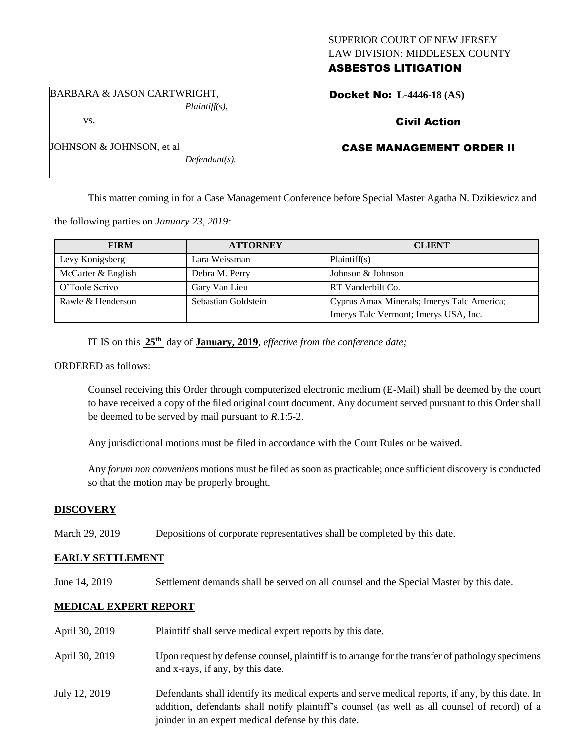SUPERIOR COURT OF NEW JERSEY
LAW DIVISION: MIDDLESEX COUNTY
**ASBESTOS LITIGATION**

BARBARA & JASON CARTWRIGHT,
*Plaintiff(s),*

vs.

JOHNSON & JOHNSON, et al
*Defendant(s).*

**Docket No: L-4446-18 (AS)**

**Civil Action**

**CASE MANAGEMENT ORDER II**

This matter coming in for a Case Management Conference before Special Master Agatha N. Dzikiewicz and the following parties on *January 23, 2019:*

| FIRM | ATTORNEY | CLIENT |
| --- | --- | --- |
| Levy Konigsberg | Lara Weissman | Plaintiff(s) |
| McCarter & English | Debra M. Perry | Johnson & Johnson |
| O'Toole Scrivo | Gary Van Lieu | RT Vanderbilt Co. |
| Rawle & Henderson | Sebastian Goldstein | Cyprus Amax Minerals; Imerys Talc America; Imerys Talc Vermont; Imerys USA, Inc. |

IT IS on this **25th** day of **January, 2019**, *effective from the conference date;*

ORDERED as follows:

Counsel receiving this Order through computerized electronic medium (E-Mail) shall be deemed by the court to have received a copy of the filed original court document. Any document served pursuant to this Order shall be deemed to be served by mail pursuant to *R*.1:5-2.

Any jurisdictional motions must be filed in accordance with the Court Rules or be waived.

Any *forum non conveniens* motions must be filed as soon as practicable; once sufficient discovery is conducted so that the motion may be properly brought.

**DISCOVERY**

March 29, 2019 Depositions of corporate representatives shall be completed by this date.

**EARLY SETTLEMENT**

June 14, 2019 Settlement demands shall be served on all counsel and the Special Master by this date.

**MEDICAL EXPERT REPORT**

April 30, 2019 Plaintiff shall serve medical expert reports by this date.

April 30, 2019 Upon request by defense counsel, plaintiff is to arrange for the transfer of pathology specimens and x-rays, if any, by this date.

July 12, 2019 Defendants shall identify its medical experts and serve medical reports, if any, by this date. In addition, defendants shall notify plaintiff's counsel (as well as all counsel of record) of a joinder in an expert medical defense by this date.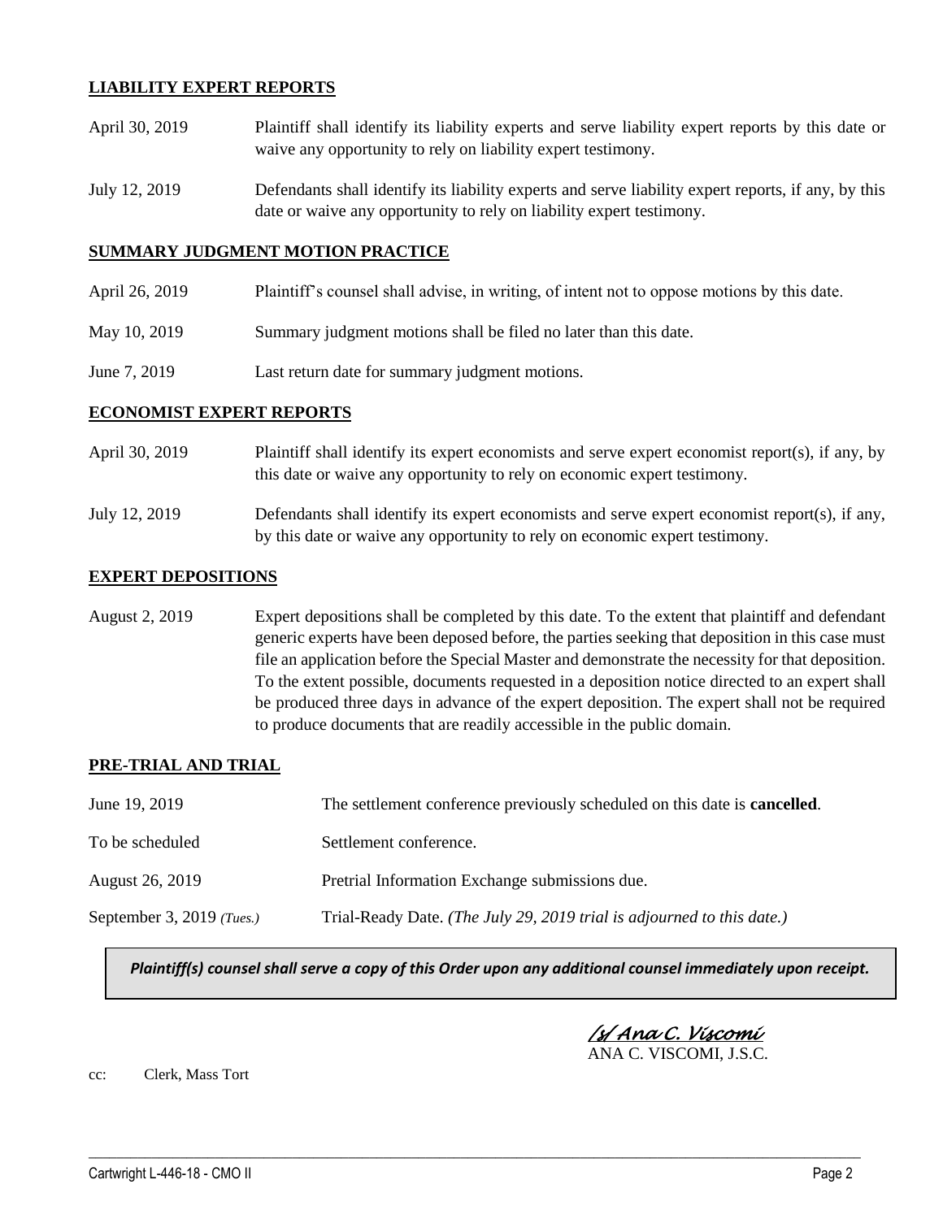**LIABILITY EXPERT REPORTS**

| | |
|---|---|
| April 30, 2019 | Plaintiff shall identify its liability experts and serve liability expert reports by this date or waive any opportunity to rely on liability expert testimony. |
| July 12, 2019 | Defendants shall identify its liability experts and serve liability expert reports, if any, by this date or waive any opportunity to rely on liability expert testimony. |

**SUMMARY JUDGMENT MOTION PRACTICE**

| | |
|---|---|
| April 26, 2019 | Plaintiff's counsel shall advise, in writing, of intent not to oppose motions by this date. |
| May 10, 2019 | Summary judgment motions shall be filed no later than this date. |
| June 7, 2019 | Last return date for summary judgment motions. |

**ECONOMIST EXPERT REPORTS**

| | |
|---|---|
| April 30, 2019 | Plaintiff shall identify its expert economists and serve expert economist report(s), if any, by this date or waive any opportunity to rely on economic expert testimony. |
| July 12, 2019 | Defendants shall identify its expert economists and serve expert economist report(s), if any, by this date or waive any opportunity to rely on economic expert testimony. |

**EXPERT DEPOSITIONS**

| | |
|---|---|
| August 2, 2019 | Expert depositions shall be completed by this date. To the extent that plaintiff and defendant generic experts have been deposed before, the parties seeking that deposition in this case must file an application before the Special Master and demonstrate the necessity for that deposition. To the extent possible, documents requested in a deposition notice directed to an expert shall be produced three days in advance of the expert deposition. The expert shall not be required to produce documents that are readily accessible in the public domain. |

**PRE-TRIAL AND TRIAL**

| | |
|---|---|
| June 19, 2019 | The settlement conference previously scheduled on this date is **cancelled**. |
| To be scheduled | Settlement conference. |
| August 26, 2019 | Pretrial Information Exchange submissions due. |
| September 3, 2019 *(Tues.)* | Trial-Ready Date. *(The July 29, 2019 trial is adjourned to this date.)* |

***Plaintiff(s) counsel shall serve a copy of this Order upon any additional counsel immediately upon receipt.***

/s/ Ana C. Viscomi
ANA C. VISCOMI, J.S.C.

cc: Clerk, Mass Tort